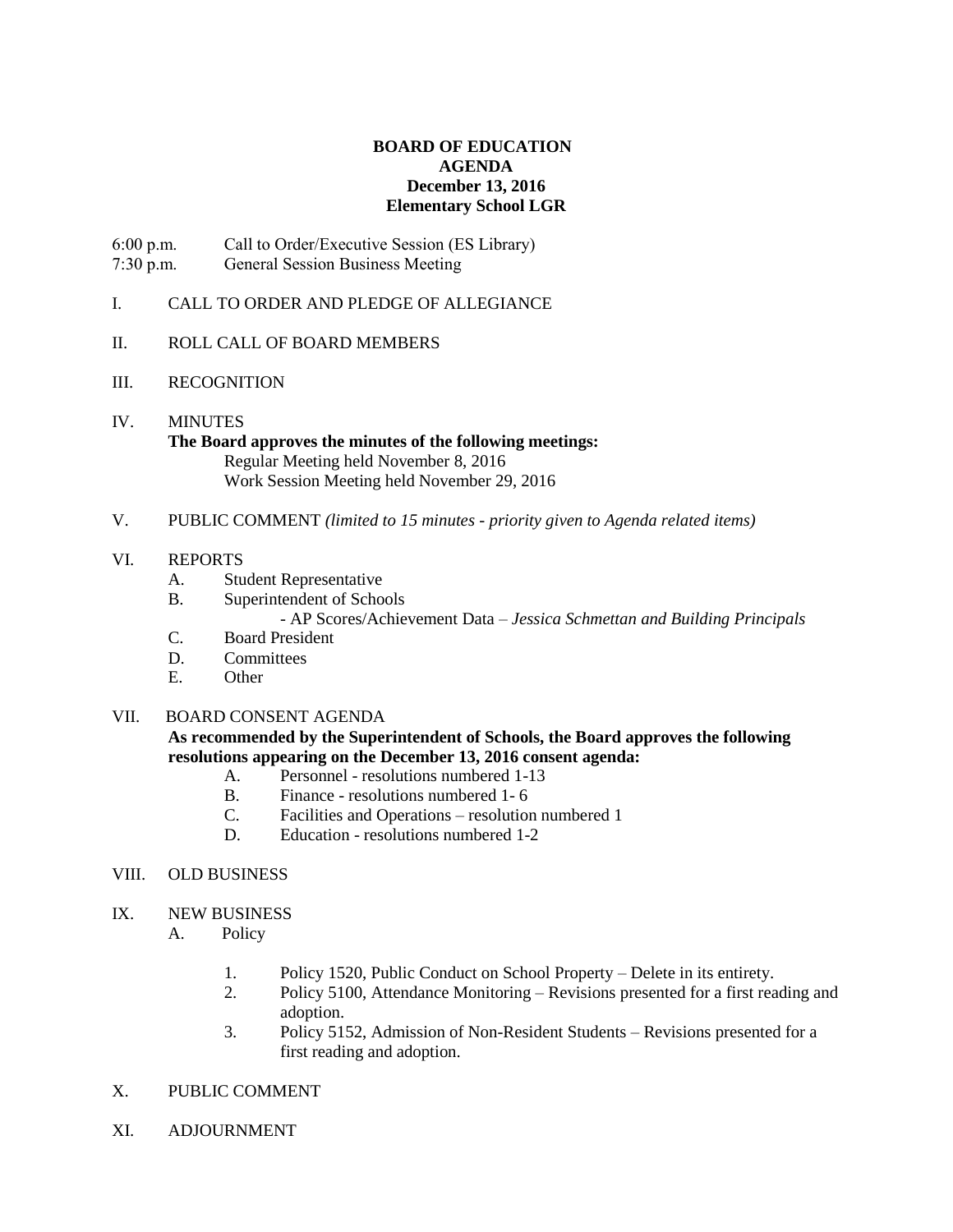# BOARD OF EDUCATION
## AGENDA
### December 13, 2016
### Elementary School LGR

6:00 p.m. Call to Order/Executive Session (ES Library)
7:30 p.m. General Session Business Meeting

I. CALL TO ORDER AND PLEDGE OF ALLEGIANCE

II. ROLL CALL OF BOARD MEMBERS

III. RECOGNITION

IV. MINUTES
**The Board approves the minutes of the following meetings:**
Regular Meeting held November 8, 2016
Work Session Meeting held November 29, 2016

V. PUBLIC COMMENT *(limited to 15 minutes - priority given to Agenda related items)*

VI. REPORTS
- A. Student Representative
- B. Superintendent of Schools
  - AP Scores/Achievement Data – *Jessica Schmettan and Building Principals*
- C. Board President
- D. Committees
- E. Other

VII. BOARD CONSENT AGENDA
**As recommended by the Superintendent of Schools, the Board approves the following resolutions appearing on the December 13, 2016 consent agenda:**
- A. Personnel - resolutions numbered 1-13
- B. Finance - resolutions numbered 1- 6
- C. Facilities and Operations – resolution numbered 1
- D. Education - resolutions numbered 1-2

VIII. OLD BUSINESS

IX. NEW BUSINESS
- A. Policy
  1. Policy 1520, Public Conduct on School Property – Delete in its entirety.
  2. Policy 5100, Attendance Monitoring – Revisions presented for a first reading and adoption.
  3. Policy 5152, Admission of Non-Resident Students – Revisions presented for a first reading and adoption.

X. PUBLIC COMMENT

XI. ADJOURNMENT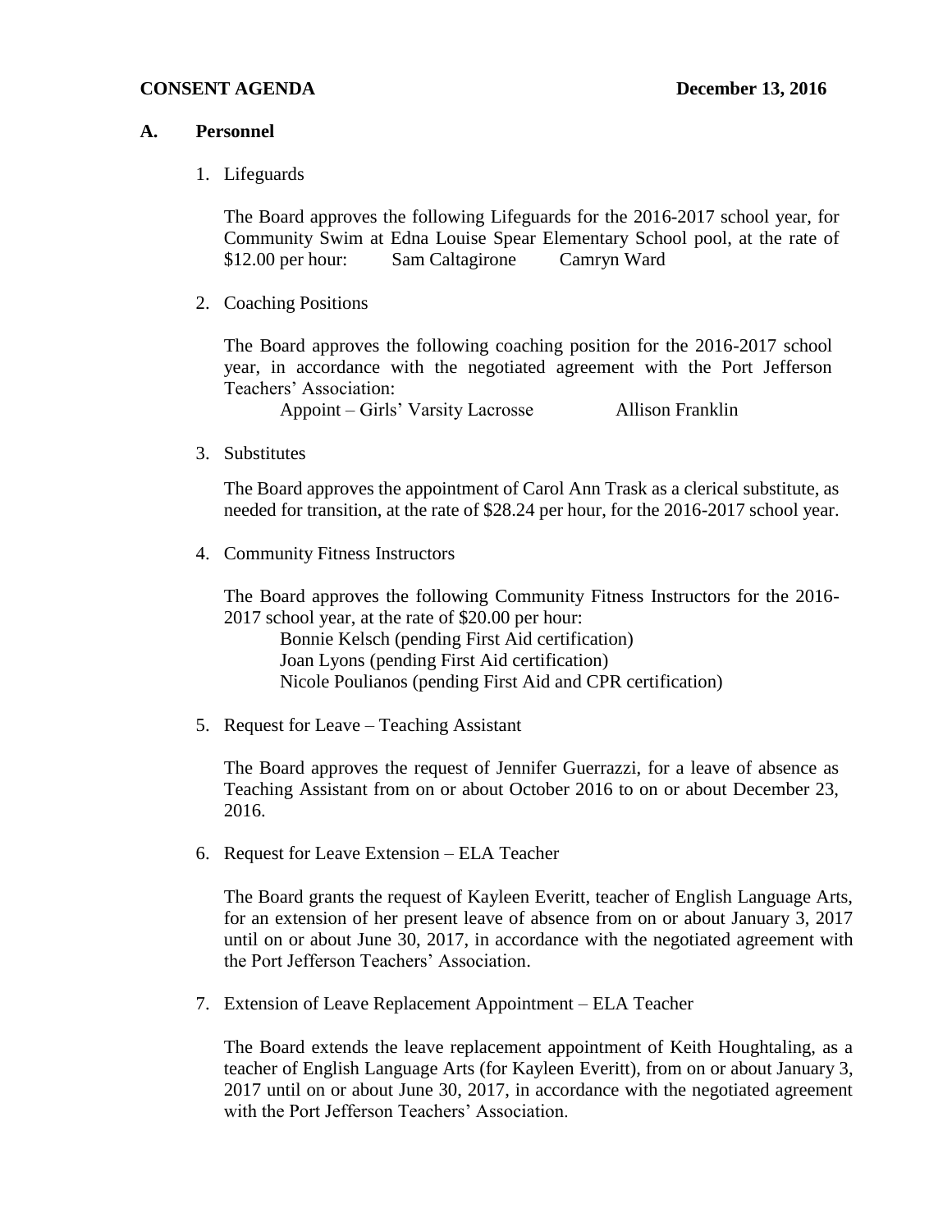**CONSENT AGENDA** **December 13, 2016**

## A. Personnel

1. Lifeguards

   The Board approves the following Lifeguards for the 2016-2017 school year, for Community Swim at Edna Louise Spear Elementary School pool, at the rate of $12.00 per hour: Sam Caltagirone Camryn Ward

2. Coaching Positions

   The Board approves the following coaching position for the 2016-2017 school year, in accordance with the negotiated agreement with the Port Jefferson Teachers' Association:

   Appoint – Girls' Varsity Lacrosse Allison Franklin

3. Substitutes

   The Board approves the appointment of Carol Ann Trask as a clerical substitute, as needed for transition, at the rate of $28.24 per hour, for the 2016-2017 school year.

4. Community Fitness Instructors

   The Board approves the following Community Fitness Instructors for the 2016-2017 school year, at the rate of $20.00 per hour:

   Bonnie Kelsch (pending First Aid certification)
   Joan Lyons (pending First Aid certification)
   Nicole Poulianos (pending First Aid and CPR certification)

5. Request for Leave – Teaching Assistant

   The Board approves the request of Jennifer Guerrazzi, for a leave of absence as Teaching Assistant from on or about October 2016 to on or about December 23, 2016.

6. Request for Leave Extension – ELA Teacher

   The Board grants the request of Kayleen Everitt, teacher of English Language Arts, for an extension of her present leave of absence from on or about January 3, 2017 until on or about June 30, 2017, in accordance with the negotiated agreement with the Port Jefferson Teachers' Association.

7. Extension of Leave Replacement Appointment – ELA Teacher

   The Board extends the leave replacement appointment of Keith Houghtaling, as a teacher of English Language Arts (for Kayleen Everitt), from on or about January 3, 2017 until on or about June 30, 2017, in accordance with the negotiated agreement with the Port Jefferson Teachers' Association.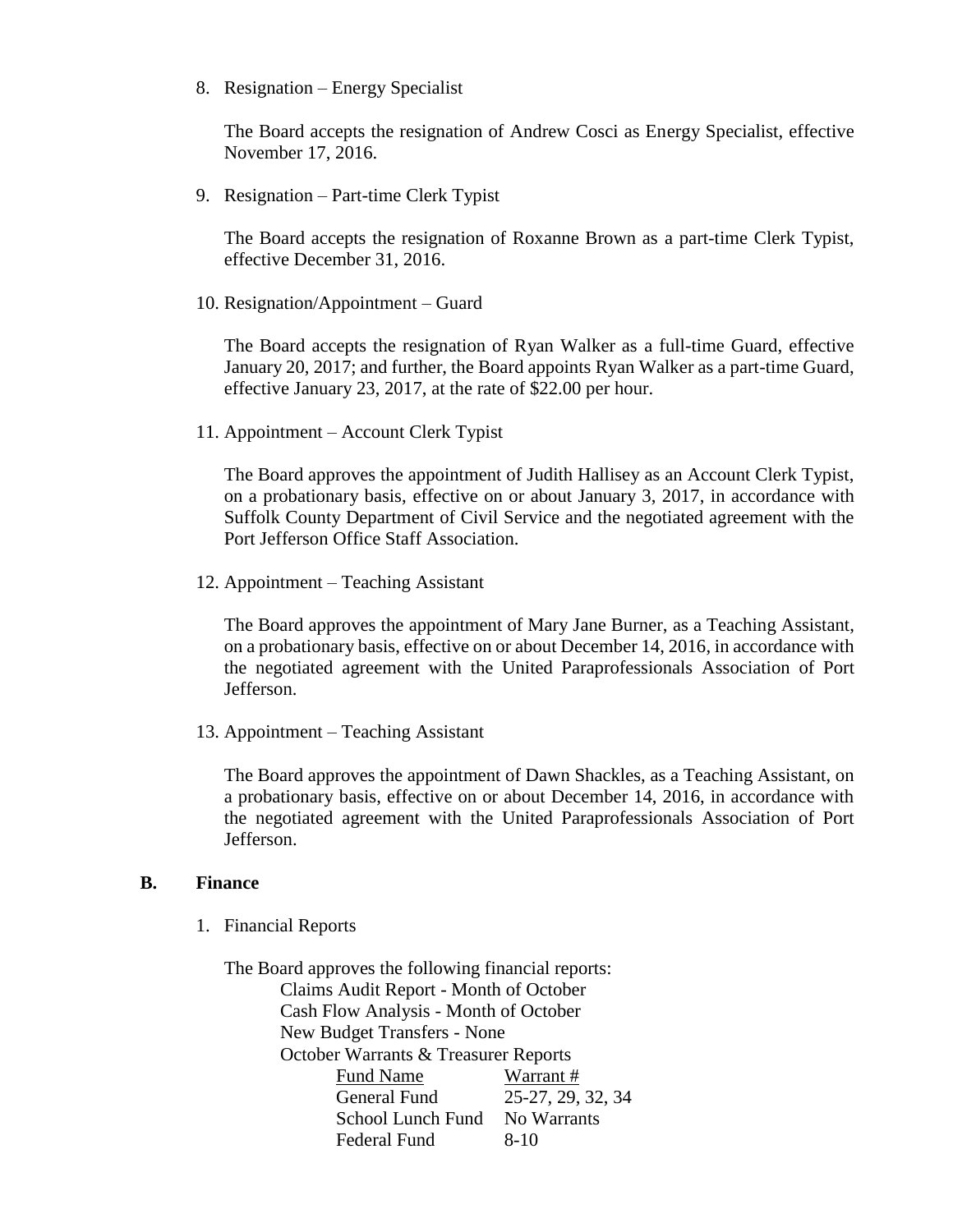8. Resignation – Energy Specialist

   The Board accepts the resignation of Andrew Cosci as Energy Specialist, effective November 17, 2016.

9. Resignation – Part-time Clerk Typist

   The Board accepts the resignation of Roxanne Brown as a part-time Clerk Typist, effective December 31, 2016.

10. Resignation/Appointment – Guard

    The Board accepts the resignation of Ryan Walker as a full-time Guard, effective January 20, 2017; and further, the Board appoints Ryan Walker as a part-time Guard, effective January 23, 2017, at the rate of $22.00 per hour.

11. Appointment – Account Clerk Typist

    The Board approves the appointment of Judith Hallisey as an Account Clerk Typist, on a probationary basis, effective on or about January 3, 2017, in accordance with Suffolk County Department of Civil Service and the negotiated agreement with the Port Jefferson Office Staff Association.

12. Appointment – Teaching Assistant

    The Board approves the appointment of Mary Jane Burner, as a Teaching Assistant, on a probationary basis, effective on or about December 14, 2016, in accordance with the negotiated agreement with the United Paraprofessionals Association of Port Jefferson.

13. Appointment – Teaching Assistant

    The Board approves the appointment of Dawn Shackles, as a Teaching Assistant, on a probationary basis, effective on or about December 14, 2016, in accordance with the negotiated agreement with the United Paraprofessionals Association of Port Jefferson.

## B. Finance

1. Financial Reports

   The Board approves the following financial reports:

   Claims Audit Report - Month of October
   Cash Flow Analysis - Month of October
   New Budget Transfers - None
   October Warrants & Treasurer Reports

   | Fund Name | Warrant # |
   |---|---|
   | General Fund | 25-27, 29, 32, 34 |
   | School Lunch Fund | No Warrants |
   | Federal Fund | 8-10 |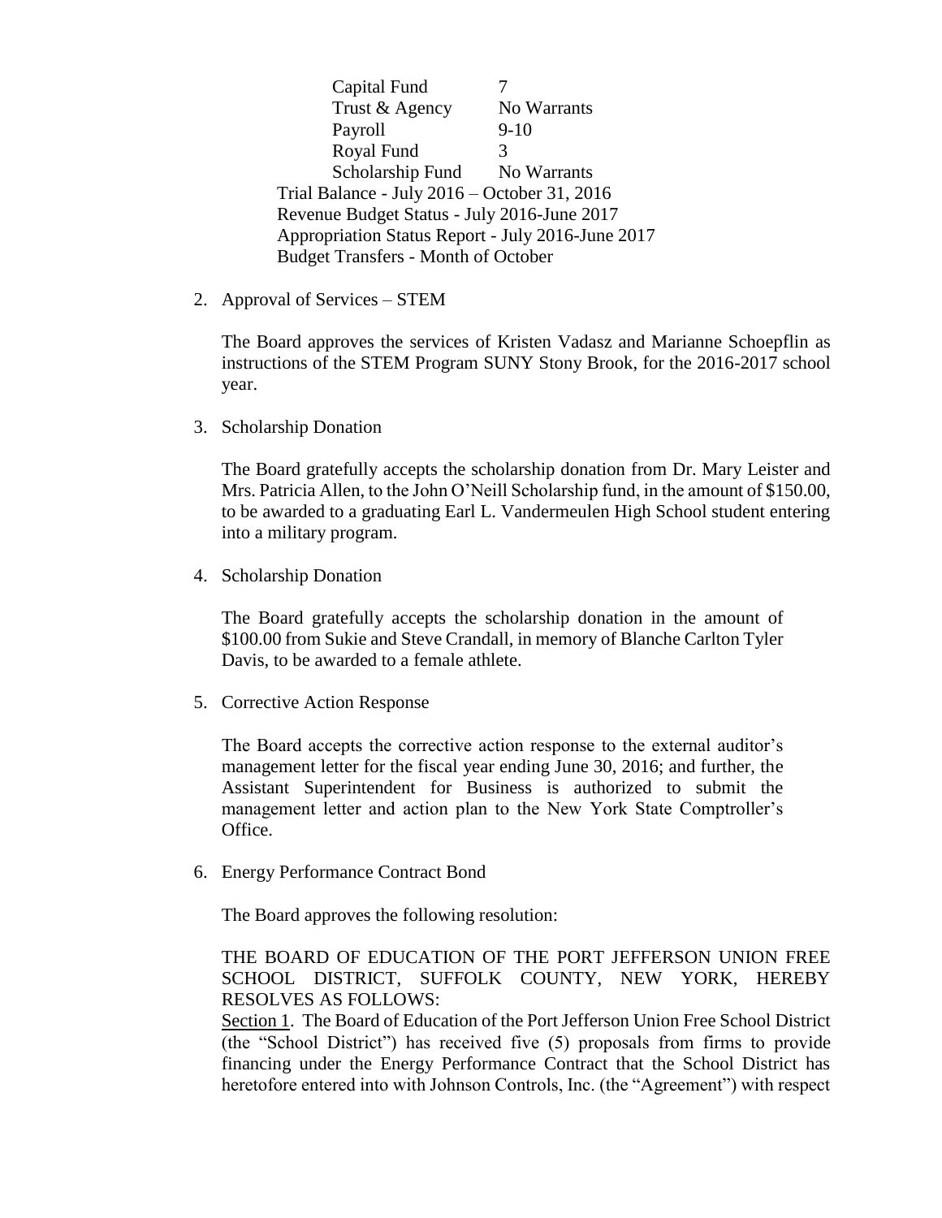| | |
|---|---|
| Capital Fund | 7 |
| Trust & Agency | No Warrants |
| Payroll | 9-10 |
| Royal Fund | 3 |
| Scholarship Fund | No Warrants |

Trial Balance - July 2016 – October 31, 2016
Revenue Budget Status - July 2016-June 2017
Appropriation Status Report - July 2016-June 2017
Budget Transfers - Month of October

2. Approval of Services – STEM

   The Board approves the services of Kristen Vadasz and Marianne Schoepflin as instructions of the STEM Program SUNY Stony Brook, for the 2016-2017 school year.

3. Scholarship Donation

   The Board gratefully accepts the scholarship donation from Dr. Mary Leister and Mrs. Patricia Allen, to the John O'Neill Scholarship fund, in the amount of $150.00, to be awarded to a graduating Earl L. Vandermeulen High School student entering into a military program.

4. Scholarship Donation

   The Board gratefully accepts the scholarship donation in the amount of $100.00 from Sukie and Steve Crandall, in memory of Blanche Carlton Tyler Davis, to be awarded to a female athlete.

5. Corrective Action Response

   The Board accepts the corrective action response to the external auditor's management letter for the fiscal year ending June 30, 2016; and further, the Assistant Superintendent for Business is authorized to submit the management letter and action plan to the New York State Comptroller's Office.

6. Energy Performance Contract Bond

   The Board approves the following resolution:

   THE BOARD OF EDUCATION OF THE PORT JEFFERSON UNION FREE SCHOOL DISTRICT, SUFFOLK COUNTY, NEW YORK, HEREBY RESOLVES AS FOLLOWS:
   Section 1. The Board of Education of the Port Jefferson Union Free School District (the "School District") has received five (5) proposals from firms to provide financing under the Energy Performance Contract that the School District has heretofore entered into with Johnson Controls, Inc. (the "Agreement") with respect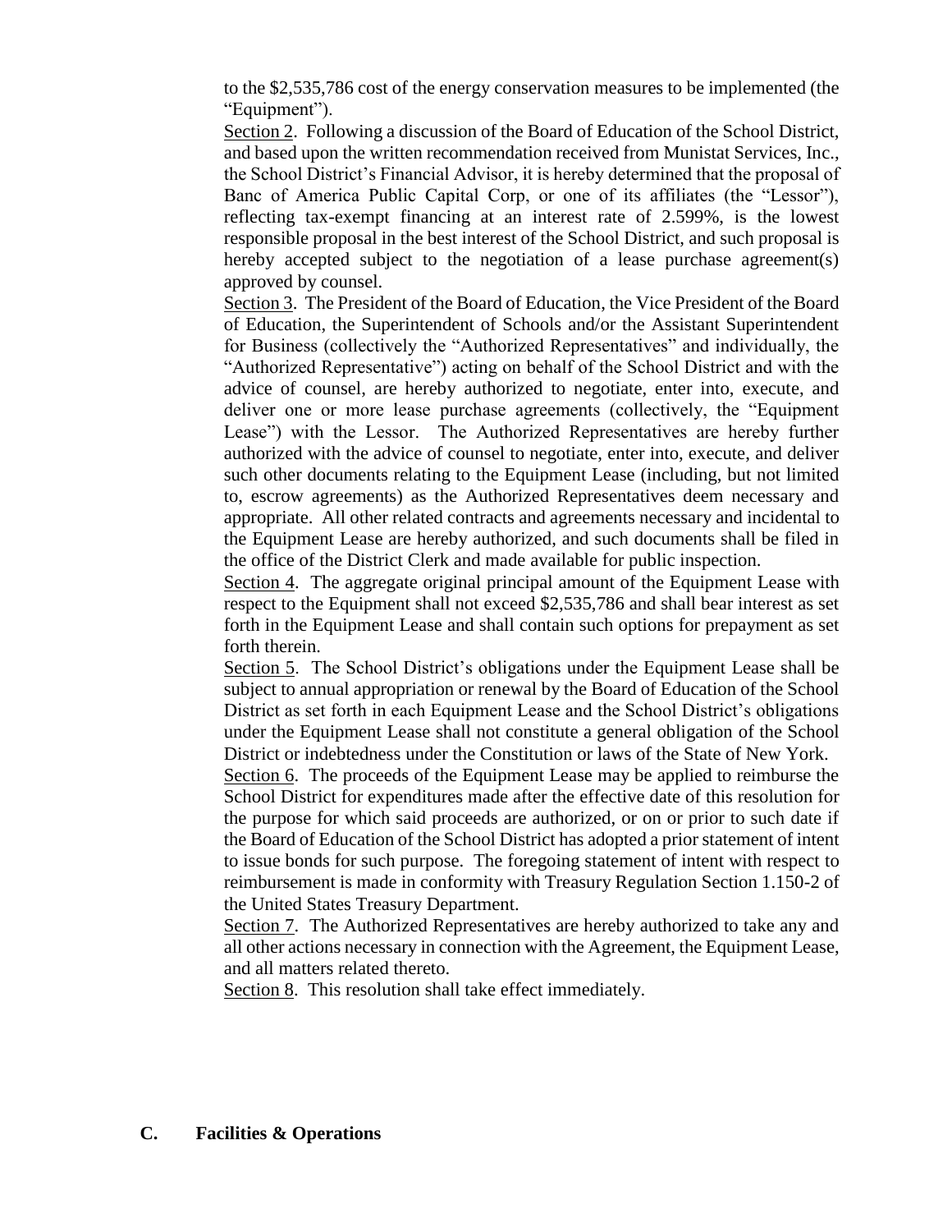to the $2,535,786 cost of the energy conservation measures to be implemented (the "Equipment").

<u>Section 2</u>. Following a discussion of the Board of Education of the School District, and based upon the written recommendation received from Munistat Services, Inc., the School District's Financial Advisor, it is hereby determined that the proposal of Banc of America Public Capital Corp, or one of its affiliates (the "Lessor"), reflecting tax-exempt financing at an interest rate of 2.599%, is the lowest responsible proposal in the best interest of the School District, and such proposal is hereby accepted subject to the negotiation of a lease purchase agreement(s) approved by counsel.

<u>Section 3</u>. The President of the Board of Education, the Vice President of the Board of Education, the Superintendent of Schools and/or the Assistant Superintendent for Business (collectively the "Authorized Representatives" and individually, the "Authorized Representative") acting on behalf of the School District and with the advice of counsel, are hereby authorized to negotiate, enter into, execute, and deliver one or more lease purchase agreements (collectively, the "Equipment Lease") with the Lessor. The Authorized Representatives are hereby further authorized with the advice of counsel to negotiate, enter into, execute, and deliver such other documents relating to the Equipment Lease (including, but not limited to, escrow agreements) as the Authorized Representatives deem necessary and appropriate. All other related contracts and agreements necessary and incidental to the Equipment Lease are hereby authorized, and such documents shall be filed in the office of the District Clerk and made available for public inspection.

<u>Section 4</u>. The aggregate original principal amount of the Equipment Lease with respect to the Equipment shall not exceed $2,535,786 and shall bear interest as set forth in the Equipment Lease and shall contain such options for prepayment as set forth therein.

<u>Section 5</u>. The School District's obligations under the Equipment Lease shall be subject to annual appropriation or renewal by the Board of Education of the School District as set forth in each Equipment Lease and the School District's obligations under the Equipment Lease shall not constitute a general obligation of the School District or indebtedness under the Constitution or laws of the State of New York.

<u>Section 6</u>. The proceeds of the Equipment Lease may be applied to reimburse the School District for expenditures made after the effective date of this resolution for the purpose for which said proceeds are authorized, or on or prior to such date if the Board of Education of the School District has adopted a prior statement of intent to issue bonds for such purpose. The foregoing statement of intent with respect to reimbursement is made in conformity with Treasury Regulation Section 1.150-2 of the United States Treasury Department.

<u>Section 7</u>. The Authorized Representatives are hereby authorized to take any and all other actions necessary in connection with the Agreement, the Equipment Lease, and all matters related thereto.

<u>Section 8</u>. This resolution shall take effect immediately.

**C. Facilities & Operations**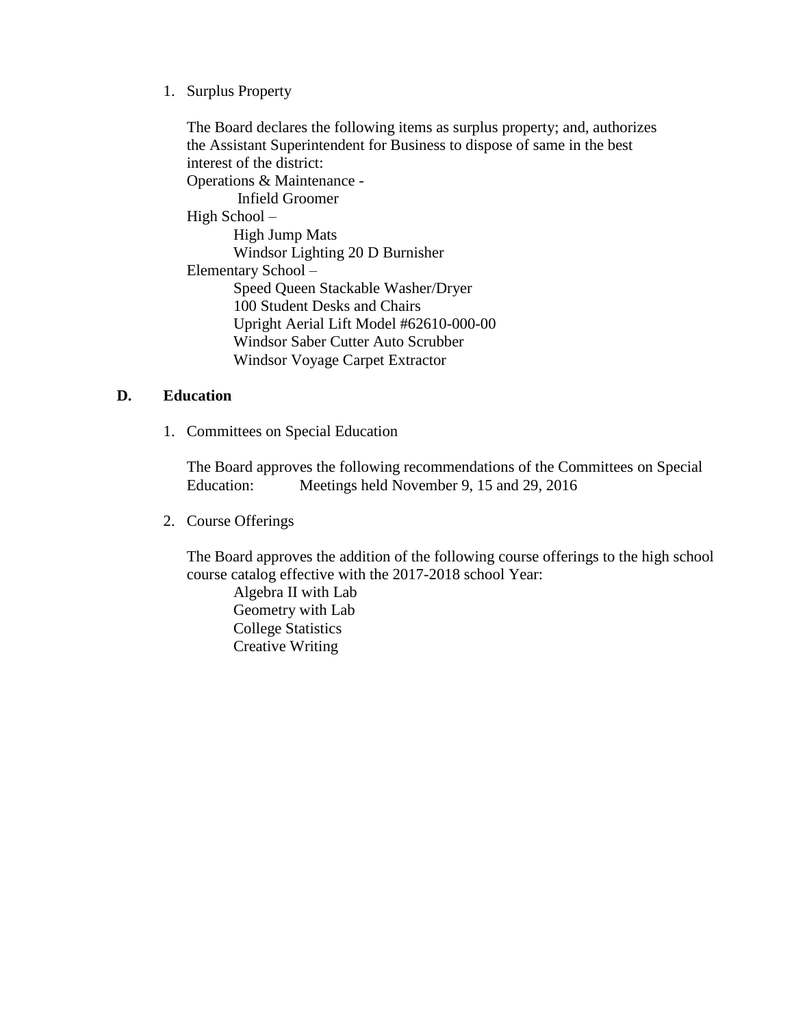1. Surplus Property

   The Board declares the following items as surplus property; and, authorizes the Assistant Superintendent for Business to dispose of same in the best interest of the district:

   Operations & Maintenance -
   - Infield Groomer

   High School –
   - High Jump Mats
   - Windsor Lighting 20 D Burnisher

   Elementary School –
   - Speed Queen Stackable Washer/Dryer
   - 100 Student Desks and Chairs
   - Upright Aerial Lift Model #62610-000-00
   - Windsor Saber Cutter Auto Scrubber
   - Windsor Voyage Carpet Extractor

## D. Education

1. Committees on Special Education

   The Board approves the following recommendations of the Committees on Special Education: Meetings held November 9, 15 and 29, 2016

2. Course Offerings

   The Board approves the addition of the following course offerings to the high school course catalog effective with the 2017-2018 school Year:
   - Algebra II with Lab
   - Geometry with Lab
   - College Statistics
   - Creative Writing